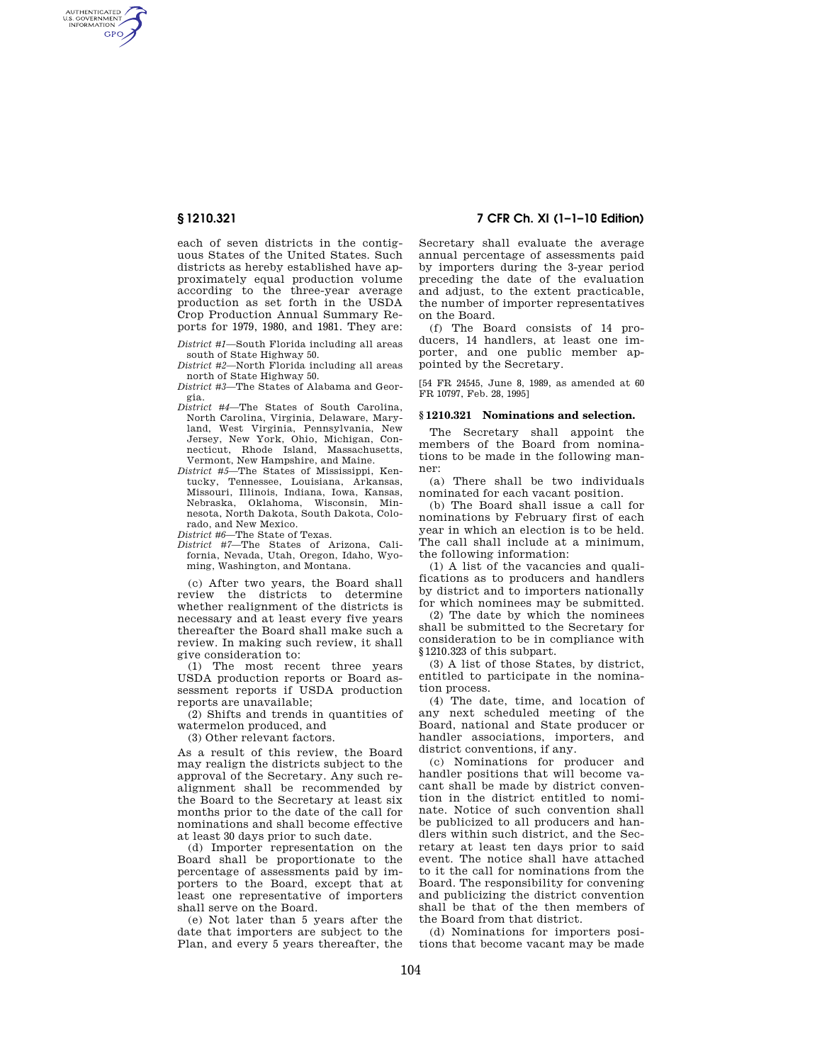each of seven districts in the contiguous States of the United States. Such districts as hereby established have approximately equal production volume according to the three-year average production as set forth in the USDA Crop Production Annual Summary Reports for 1979, 1980, and 1981. They are:

*District #1*—South Florida including all areas south of State Highway 50.

*District #2*—North Florida including all areas north of State Highway 50.

*District #3*—The States of Alabama and Georgia.

*District #4*—The States of South Carolina, North Carolina, Virginia, Delaware, Maryland, West Virginia, Pennsylvania, New Jersey, New York, Ohio, Michigan, Connecticut, Rhode Island, Massachusetts, Vermont, New Hampshire, and Maine.

*District #5*—The States of Mississippi, Kentucky, Tennessee, Louisiana, Arkansas, Missouri, Illinois, Indiana, Iowa, Kansas, Nebraska, Oklahoma, Wisconsin, Minnesota, North Dakota, South Dakota, Colorado, and New Mexico.

*District #6*—The State of Texas.

*District #7*—The States of Arizona, California, Nevada, Utah, Oregon, Idaho, Wyoming, Washington, and Montana.

(c) After two years, the Board shall review the districts to determine whether realignment of the districts is necessary and at least every five years thereafter the Board shall make such a review. In making such review, it shall give consideration to:

(1) The most recent three years USDA production reports or Board assessment reports if USDA production reports are unavailable;

(2) Shifts and trends in quantities of watermelon produced, and

(3) Other relevant factors.

As a result of this review, the Board may realign the districts subject to the approval of the Secretary. Any such realignment shall be recommended by the Board to the Secretary at least six months prior to the date of the call for nominations and shall become effective at least 30 days prior to such date.

(d) Importer representation on the Board shall be proportionate to the percentage of assessments paid by importers to the Board, except that at least one representative of importers shall serve on the Board.

(e) Not later than 5 years after the date that importers are subject to the Plan, and every 5 years thereafter, the Secretary shall evaluate the average annual percentage of assessments paid by importers during the 3-year period preceding the date of the evaluation and adjust, to the extent practicable, the number of importer representatives on the Board.

(f) The Board consists of 14 producers, 14 handlers, at least one importer, and one public member appointed by the Secretary.

[54 FR 24545, June 8, 1989, as amended at 60 FR 10797, Feb. 28, 1995]

### § 1210.321 Nominations and selection.

The Secretary shall appoint the members of the Board from nominations to be made in the following manner:

(a) There shall be two individuals nominated for each vacant position.

(b) The Board shall issue a call for nominations by February first of each year in which an election is to be held. The call shall include at a minimum, the following information:

(1) A list of the vacancies and qualifications as to producers and handlers by district and to importers nationally for which nominees may be submitted.

(2) The date by which the nominees shall be submitted to the Secretary for consideration to be in compliance with §1210.323 of this subpart.

(3) A list of those States, by district, entitled to participate in the nomination process.

(4) The date, time, and location of any next scheduled meeting of the Board, national and State producer or handler associations, importers, and district conventions, if any.

(c) Nominations for producer and handler positions that will become vacant shall be made by district convention in the district entitled to nominate. Notice of such convention shall be publicized to all producers and handlers within such district, and the Secretary at least ten days prior to said event. The notice shall have attached to it the call for nominations from the Board. The responsibility for convening and publicizing the district convention shall be that of the then members of the Board from that district.

(d) Nominations for importers positions that become vacant may be made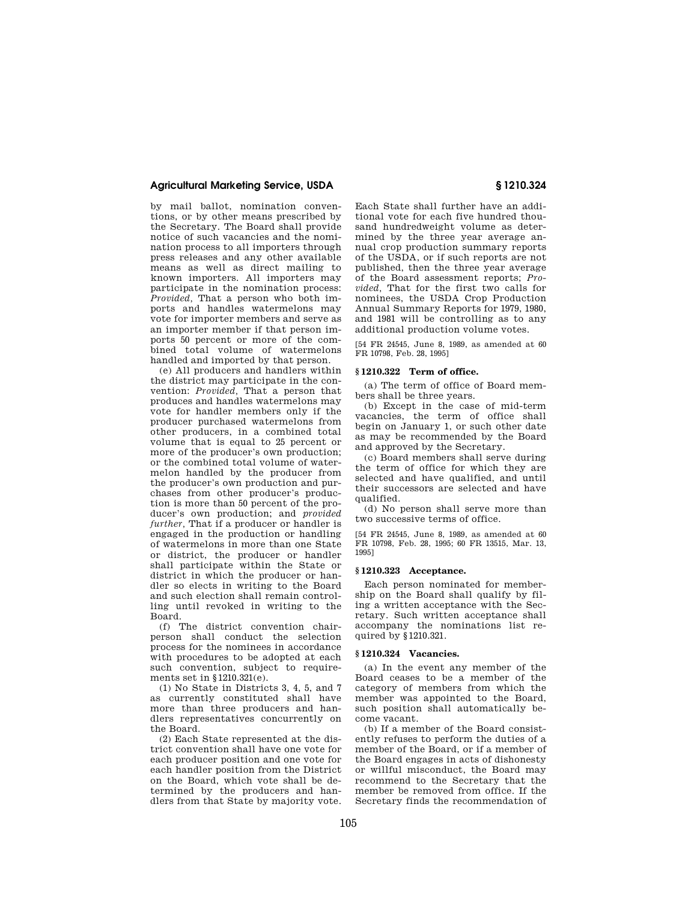by mail ballot, nomination conventions, or by other means prescribed by the Secretary. The Board shall provide notice of such vacancies and the nomination process to all importers through press releases and any other available means as well as direct mailing to known importers. All importers may participate in the nomination process: *Provided*, That a person who both imports and handles watermelons may vote for importer members and serve as an importer member if that person imports 50 percent or more of the combined total volume of watermelons handled and imported by that person.

(e) All producers and handlers within the district may participate in the convention: *Provided*, That a person that produces and handles watermelons may vote for handler members only if the producer purchased watermelons from other producers, in a combined total volume that is equal to 25 percent or more of the producer's own production; or the combined total volume of watermelon handled by the producer from the producer's own production and purchases from other producer's production is more than 50 percent of the producer's own production; and *provided further*, That if a producer or handler is engaged in the production or handling of watermelons in more than one State or district, the producer or handler shall participate within the State or district in which the producer or handler so elects in writing to the Board and such election shall remain controlling until revoked in writing to the Board.

(f) The district convention chairperson shall conduct the selection process for the nominees in accordance with procedures to be adopted at each such convention, subject to requirements set in §1210.321(e).

(1) No State in Districts 3, 4, 5, and 7 as currently constituted shall have more than three producers and handlers representatives concurrently on the Board.

(2) Each State represented at the district convention shall have one vote for each producer position and one vote for each handler position from the District on the Board, which vote shall be determined by the producers and handlers from that State by majority vote. Each State shall further have an additional vote for each five hundred thousand hundredweight volume as determined by the three year average annual crop production summary reports of the USDA, or if such reports are not published, then the three year average of the Board assessment reports; *Provided*, That for the first two calls for nominees, the USDA Crop Production Annual Summary Reports for 1979, 1980, and 1981 will be controlling as to any additional production volume votes.

[54 FR 24545, June 8, 1989, as amended at 60 FR 10798, Feb. 28, 1995]

### § 1210.322 Term of office.

(a) The term of office of Board members shall be three years.

(b) Except in the case of mid-term vacancies, the term of office shall begin on January 1, or such other date as may be recommended by the Board and approved by the Secretary.

(c) Board members shall serve during the term of office for which they are selected and have qualified, and until their successors are selected and have qualified.

(d) No person shall serve more than two successive terms of office.

[54 FR 24545, June 8, 1989, as amended at 60 FR 10798, Feb. 28, 1995; 60 FR 13515, Mar. 13, 1995]

### § 1210.323 Acceptance.

Each person nominated for membership on the Board shall qualify by filing a written acceptance with the Secretary. Such written acceptance shall accompany the nominations list required by §1210.321.

### § 1210.324 Vacancies.

(a) In the event any member of the Board ceases to be a member of the category of members from which the member was appointed to the Board, such position shall automatically become vacant.

(b) If a member of the Board consistently refuses to perform the duties of a member of the Board, or if a member of the Board engages in acts of dishonesty or willful misconduct, the Board may recommend to the Secretary that the member be removed from office. If the Secretary finds the recommendation of